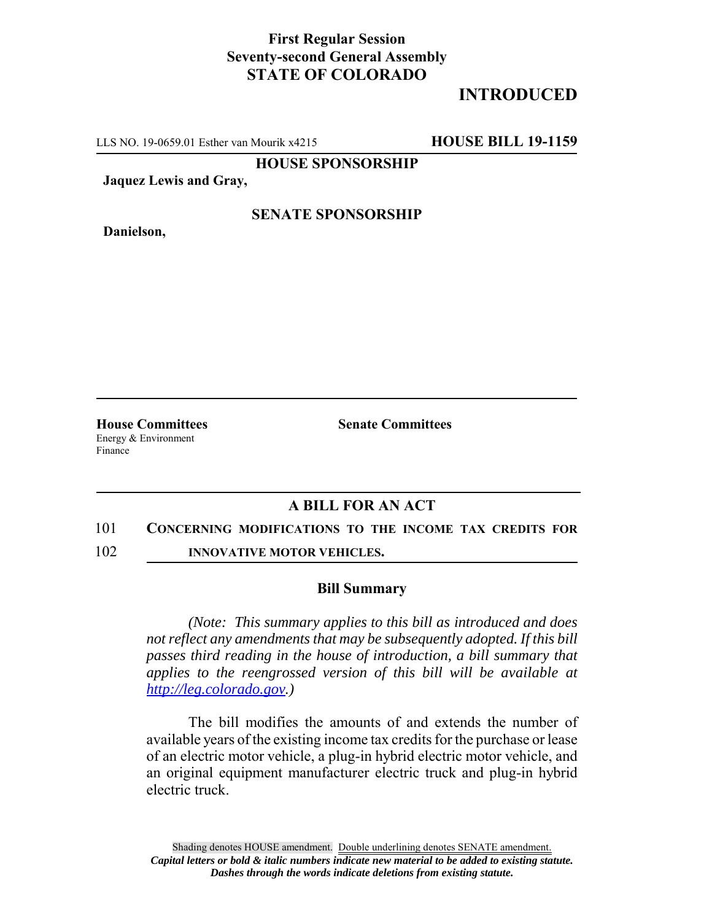**First Regular Session**
**Seventy-second General Assembly**
**STATE OF COLORADO**

# INTRODUCED

LLS NO. 19-0659.01 Esther van Mourik x4215 **HOUSE BILL 19-1159**

**HOUSE SPONSORSHIP**

**Jaquez Lewis and Gray,**

**SENATE SPONSORSHIP**

**Danielson,**

**House Committees**
Energy & Environment
Finance

**Senate Committees**

## A BILL FOR AN ACT

101 **CONCERNING MODIFICATIONS TO THE INCOME TAX CREDITS FOR**
102 **INNOVATIVE MOTOR VEHICLES.**

### Bill Summary

*(Note: This summary applies to this bill as introduced and does not reflect any amendments that may be subsequently adopted. If this bill passes third reading in the house of introduction, a bill summary that applies to the reengrossed version of this bill will be available at http://leg.colorado.gov.)*

The bill modifies the amounts of and extends the number of available years of the existing income tax credits for the purchase or lease of an electric motor vehicle, a plug-in hybrid electric motor vehicle, and an original equipment manufacturer electric truck and plug-in hybrid electric truck.

Shading denotes HOUSE amendment. Double underlining denotes SENATE amendment.
*Capital letters or bold & italic numbers indicate new material to be added to existing statute.*
*Dashes through the words indicate deletions from existing statute.*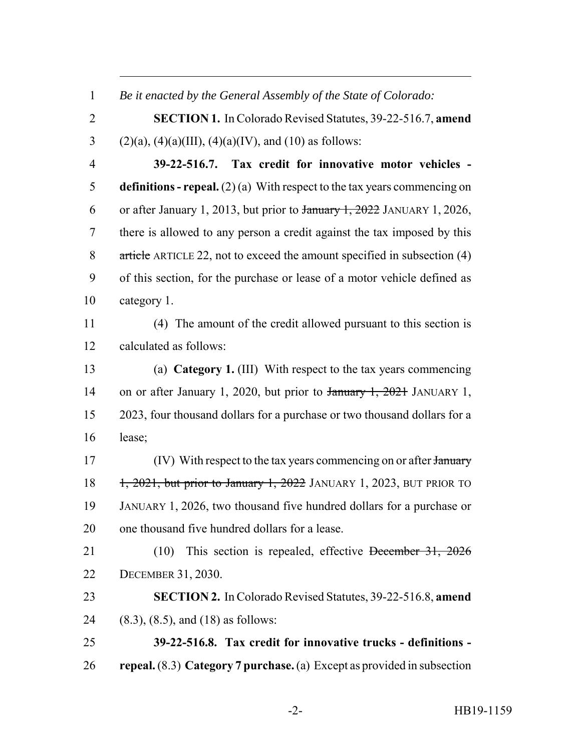*Be it enacted by the General Assembly of the State of Colorado:*

**SECTION 1.** In Colorado Revised Statutes, 39-22-516.7, **amend** (2)(a), (4)(a)(III), (4)(a)(IV), and (10) as follows:

**39-22-516.7. Tax credit for innovative motor vehicles - definitions - repeal.** (2) (a) With respect to the tax years commencing on or after January 1, 2013, but prior to ~~January 1, 2022~~ JANUARY 1, 2026, there is allowed to any person a credit against the tax imposed by this ~~article~~ ARTICLE 22, not to exceed the amount specified in subsection (4) of this section, for the purchase or lease of a motor vehicle defined as category 1.

(4) The amount of the credit allowed pursuant to this section is calculated as follows:

(a) **Category 1.** (III) With respect to the tax years commencing on or after January 1, 2020, but prior to ~~January 1, 2021~~ JANUARY 1, 2023, four thousand dollars for a purchase or two thousand dollars for a lease;

(IV) With respect to the tax years commencing on or after ~~January 1, 2021, but prior to January 1, 2022~~ JANUARY 1, 2023, BUT PRIOR TO JANUARY 1, 2026, two thousand five hundred dollars for a purchase or one thousand five hundred dollars for a lease.

(10) This section is repealed, effective ~~December 31, 2026~~ DECEMBER 31, 2030.

**SECTION 2.** In Colorado Revised Statutes, 39-22-516.8, **amend** (8.3), (8.5), and (18) as follows:

**39-22-516.8. Tax credit for innovative trucks - definitions - repeal.** (8.3) **Category 7 purchase.** (a) Except as provided in subsection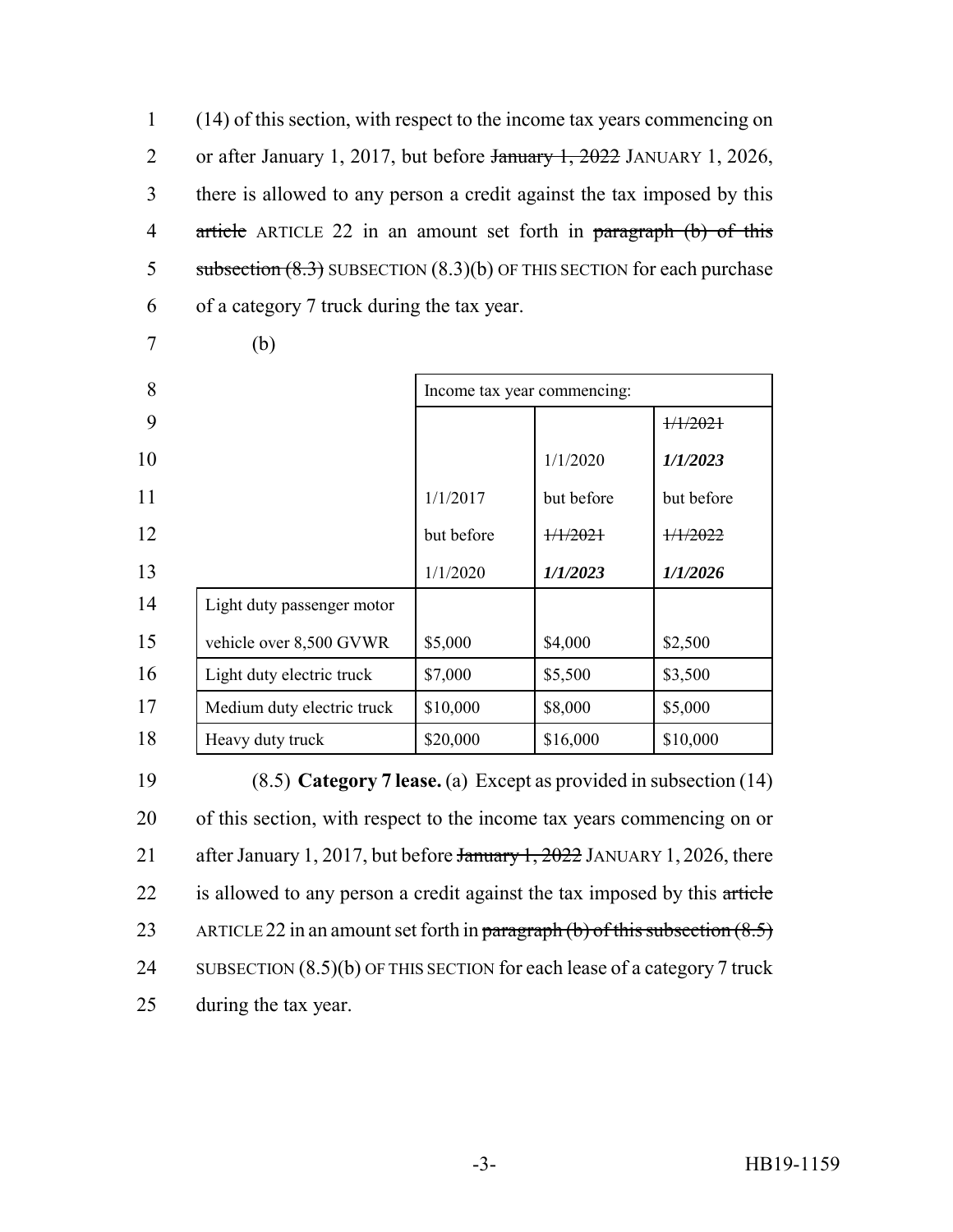(14) of this section, with respect to the income tax years commencing on or after January 1, 2017, but before ~~January 1, 2022~~ JANUARY 1, 2026, there is allowed to any person a credit against the tax imposed by this ~~article~~ ARTICLE 22 in an amount set forth in ~~paragraph (b) of this subsection (8.3)~~ SUBSECTION (8.3)(b) OF THIS SECTION for each purchase of a category 7 truck during the tax year.

(b)

| | Income tax year commencing: | | |
|---|---|---|---|
| | 1/1/2017 but before 1/1/2020 | 1/1/2020 but before ~~1/1/2021~~ ***1/1/2023*** | ~~1/1/2021~~ ***1/1/2023*** but before ~~1/1/2022~~ ***1/1/2026*** |
| Light duty passenger motor vehicle over 8,500 GVWR | $5,000 | $4,000 | $2,500 |
| Light duty electric truck | $7,000 | $5,500 | $3,500 |
| Medium duty electric truck | $10,000 | $8,000 | $5,000 |
| Heavy duty truck | $20,000 | $16,000 | $10,000 |

(8.5) **Category 7 lease.** (a) Except as provided in subsection (14) of this section, with respect to the income tax years commencing on or after January 1, 2017, but before ~~January 1, 2022~~ JANUARY 1, 2026, there is allowed to any person a credit against the tax imposed by this ~~article~~ ARTICLE 22 in an amount set forth in ~~paragraph (b) of this subsection (8.5)~~ SUBSECTION (8.5)(b) OF THIS SECTION for each lease of a category 7 truck during the tax year.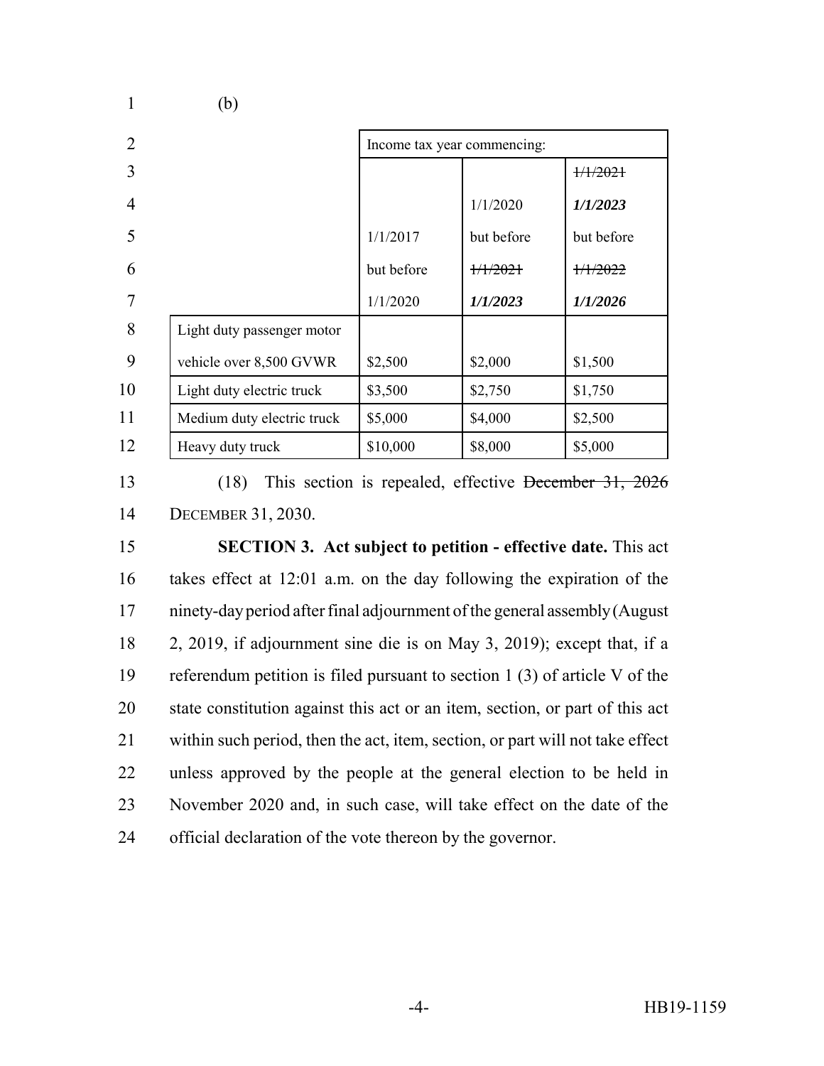(b)

| | Income tax year commencing: | | |
|---|---|---|---|
| | 1/1/2017 but before 1/1/2020 | 1/1/2020 but before ~~1/1/2021~~ ***1/1/2023*** | ~~1/1/2021~~ ***1/1/2023*** but before ~~1/1/2022~~ ***1/1/2026*** |
| Light duty passenger motor vehicle over 8,500 GVWR | $2,500 | $2,000 | $1,500 |
| Light duty electric truck | $3,500 | $2,750 | $1,750 |
| Medium duty electric truck | $5,000 | $4,000 | $2,500 |
| Heavy duty truck | $10,000 | $8,000 | $5,000 |

(18) This section is repealed, effective ~~December 31, 2026~~ DECEMBER 31, 2030.

**SECTION 3. Act subject to petition - effective date.** This act takes effect at 12:01 a.m. on the day following the expiration of the ninety-day period after final adjournment of the general assembly (August 2, 2019, if adjournment sine die is on May 3, 2019); except that, if a referendum petition is filed pursuant to section 1 (3) of article V of the state constitution against this act or an item, section, or part of this act within such period, then the act, item, section, or part will not take effect unless approved by the people at the general election to be held in November 2020 and, in such case, will take effect on the date of the official declaration of the vote thereon by the governor.